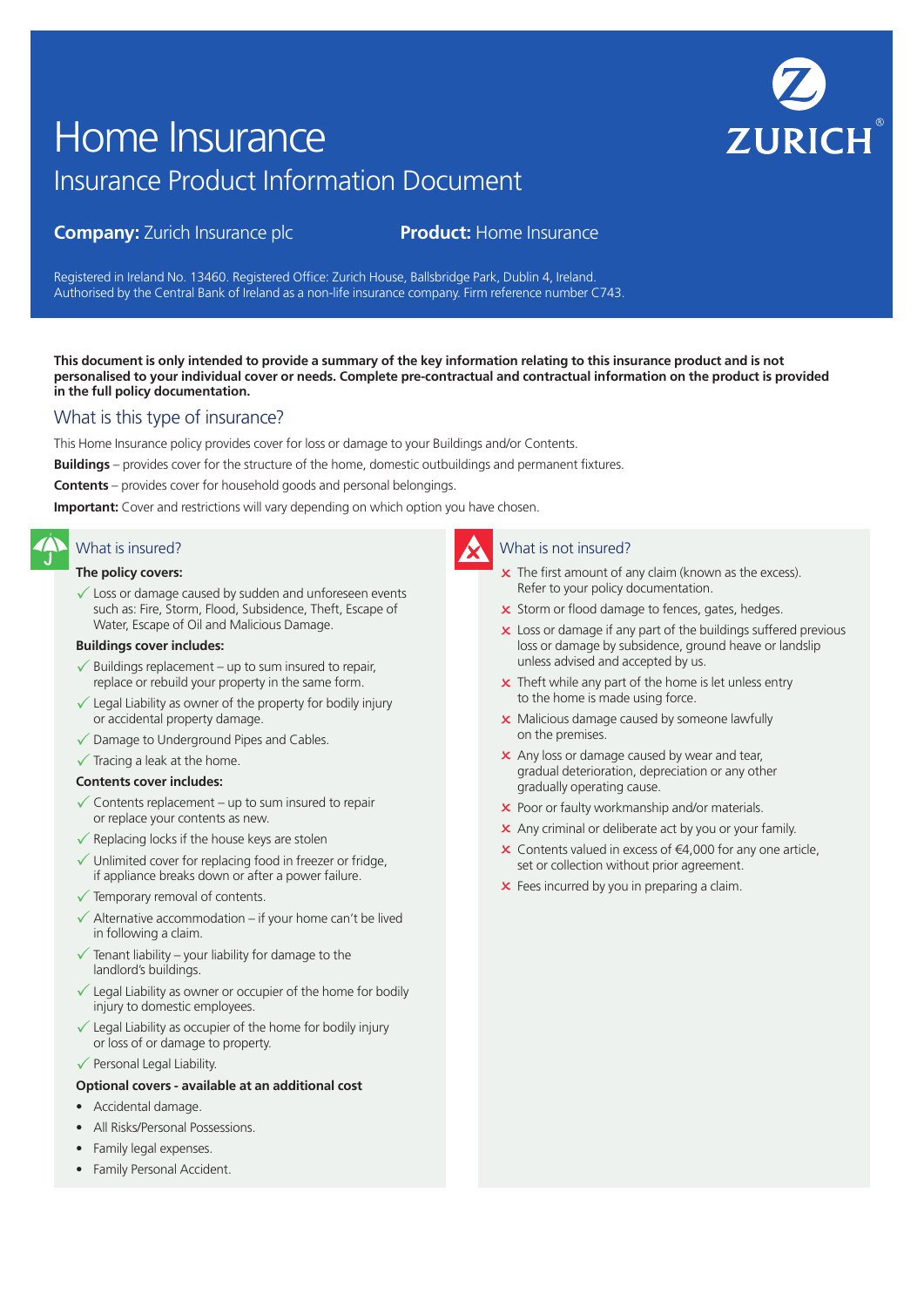# Home Insurance

## Insurance Product Information Document

**Company:** Zurich Insurance plc **Product:** Home Insurance

Registered in Ireland No. 13460. Registered Office: Zurich House, Ballsbridge Park, Dublin 4, Ireland.
Authorised by the Central Bank of Ireland as a non-life insurance company. Firm reference number C743.

**This document is only intended to provide a summary of the key information relating to this insurance product and is not personalised to your individual cover or needs. Complete pre-contractual and contractual information on the product is provided in the full policy documentation.**

## What is this type of insurance?

This Home Insurance policy provides cover for loss or damage to your Buildings and/or Contents.

**Buildings** – provides cover for the structure of the home, domestic outbuildings and permanent fixtures.

**Contents** – provides cover for household goods and personal belongings.

**Important:** Cover and restrictions will vary depending on which option you have chosen.

## What is insured?

**The policy covers:**

- ✓ Loss or damage caused by sudden and unforeseen events such as: Fire, Storm, Flood, Subsidence, Theft, Escape of Water, Escape of Oil and Malicious Damage.

**Buildings cover includes:**

- ✓ Buildings replacement – up to sum insured to repair, replace or rebuild your property in the same form.
- ✓ Legal Liability as owner of the property for bodily injury or accidental property damage.
- ✓ Damage to Underground Pipes and Cables.
- ✓ Tracing a leak at the home.

**Contents cover includes:**

- ✓ Contents replacement – up to sum insured to repair or replace your contents as new.
- ✓ Replacing locks if the house keys are stolen
- ✓ Unlimited cover for replacing food in freezer or fridge, if appliance breaks down or after a power failure.
- ✓ Temporary removal of contents.
- ✓ Alternative accommodation – if your home can't be lived in following a claim.
- ✓ Tenant liability – your liability for damage to the landlord's buildings.
- ✓ Legal Liability as owner or occupier of the home for bodily injury to domestic employees.
- ✓ Legal Liability as occupier of the home for bodily injury or loss of or damage to property.
- ✓ Personal Legal Liability.

**Optional covers - available at an additional cost**

- Accidental damage.
- All Risks/Personal Possessions.
- Family legal expenses.
- Family Personal Accident.

## What is not insured?

- ✗ The first amount of any claim (known as the excess). Refer to your policy documentation.
- ✗ Storm or flood damage to fences, gates, hedges.
- ✗ Loss or damage if any part of the buildings suffered previous loss or damage by subsidence, ground heave or landslip unless advised and accepted by us.
- ✗ Theft while any part of the home is let unless entry to the home is made using force.
- ✗ Malicious damage caused by someone lawfully on the premises.
- ✗ Any loss or damage caused by wear and tear, gradual deterioration, depreciation or any other gradually operating cause.
- ✗ Poor or faulty workmanship and/or materials.
- ✗ Any criminal or deliberate act by you or your family.
- ✗ Contents valued in excess of €4,000 for any one article, set or collection without prior agreement.
- ✗ Fees incurred by you in preparing a claim.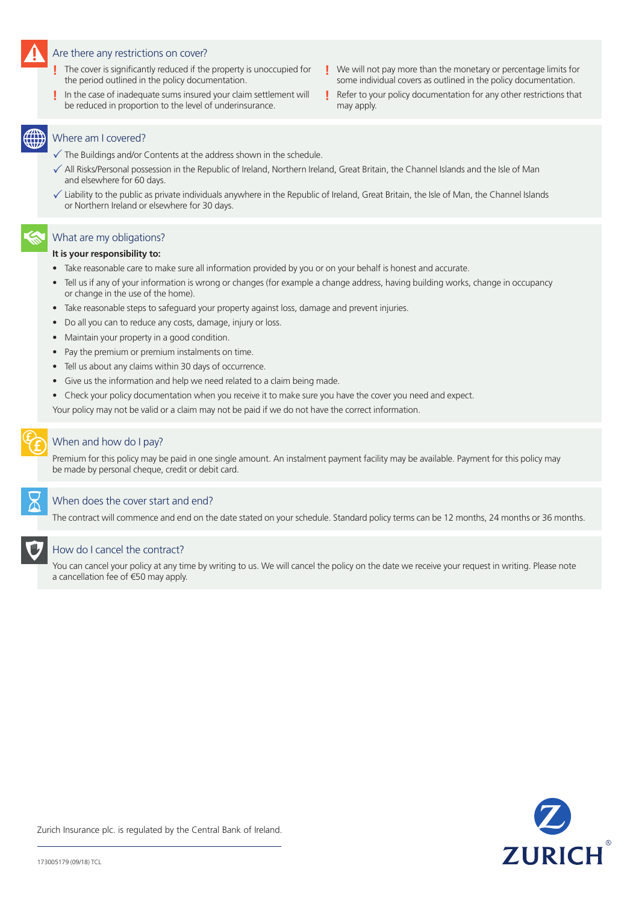## Are there any restrictions on cover?

- ! The cover is significantly reduced if the property is unoccupied for the period outlined in the policy documentation.
- ! In the case of inadequate sums insured your claim settlement will be reduced in proportion to the level of underinsurance.
- ! We will not pay more than the monetary or percentage limits for some individual covers as outlined in the policy documentation.
- ! Refer to your policy documentation for any other restrictions that may apply.

## Where am I covered?

- ✓ The Buildings and/or Contents at the address shown in the schedule.
- ✓ All Risks/Personal possession in the Republic of Ireland, Northern Ireland, Great Britain, the Channel Islands and the Isle of Man and elsewhere for 60 days.
- ✓ Liability to the public as private individuals anywhere in the Republic of Ireland, Great Britain, the Isle of Man, the Channel Islands or Northern Ireland or elsewhere for 30 days.

## What are my obligations?

**It is your responsibility to:**

- Take reasonable care to make sure all information provided by you or on your behalf is honest and accurate.
- Tell us if any of your information is wrong or changes (for example a change address, having building works, change in occupancy or change in the use of the home).
- Take reasonable steps to safeguard your property against loss, damage and prevent injuries.
- Do all you can to reduce any costs, damage, injury or loss.
- Maintain your property in a good condition.
- Pay the premium or premium instalments on time.
- Tell us about any claims within 30 days of occurrence.
- Give us the information and help we need related to a claim being made.
- Check your policy documentation when you receive it to make sure you have the cover you need and expect.

Your policy may not be valid or a claim may not be paid if we do not have the correct information.

## When and how do I pay?

Premium for this policy may be paid in one single amount. An instalment payment facility may be available. Payment for this policy may be made by personal cheque, credit or debit card.

## When does the cover start and end?

The contract will commence and end on the date stated on your schedule. Standard policy terms can be 12 months, 24 months or 36 months.

## How do I cancel the contract?

You can cancel your policy at any time by writing to us. We will cancel the policy on the date we receive your request in writing. Please note a cancellation fee of €50 may apply.

Zurich Insurance plc. is regulated by the Central Bank of Ireland.

173005179 (09/18) TCL

ZURICH®